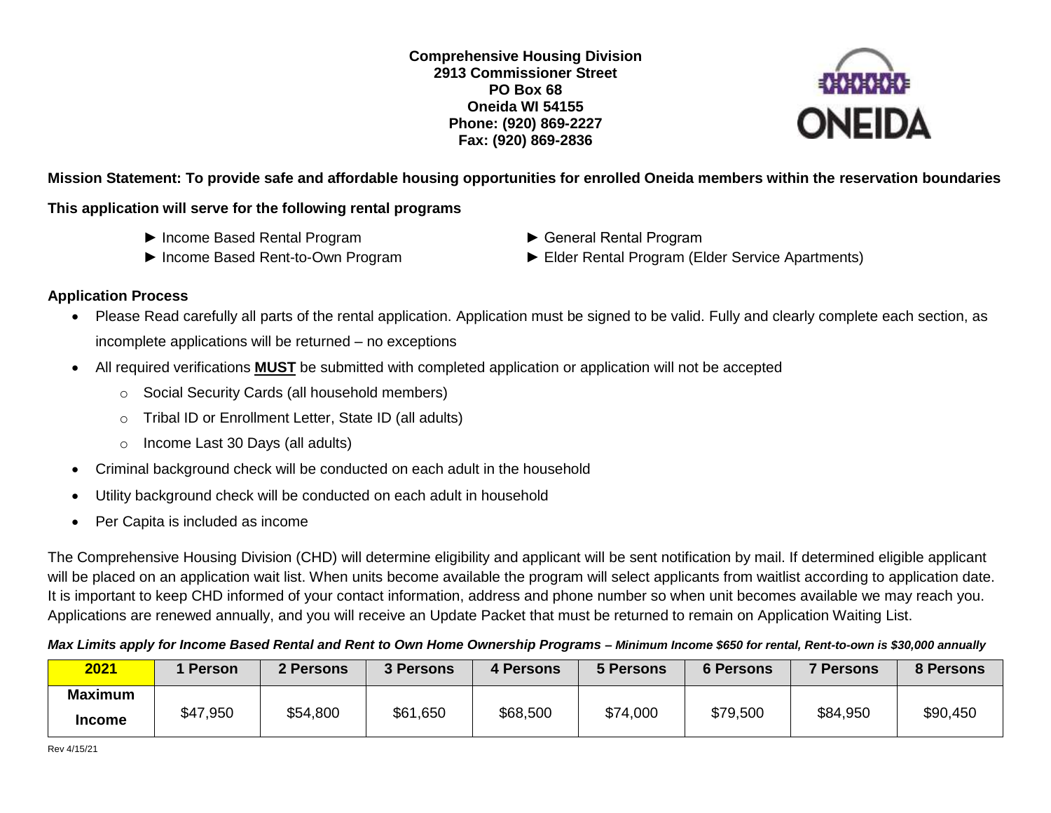**Comprehensive Housing Division**
**2913 Commissioner Street**
**PO Box 68**
**Oneida WI 54155**
**Phone: (920) 869-2227**
**Fax: (920) 869-2836**

**Mission Statement: To provide safe and affordable housing opportunities for enrolled Oneida members within the reservation boundaries**

**This application will serve for the following rental programs**

- ► Income Based Rental Program
- ► Income Based Rent-to-Own Program
- ► General Rental Program
- ► Elder Rental Program (Elder Service Apartments)

**Application Process**

- Please Read carefully all parts of the rental application. Application must be signed to be valid. Fully and clearly complete each section, as incomplete applications will be returned – no exceptions
- All required verifications **MUST** be submitted with completed application or application will not be accepted
  - Social Security Cards (all household members)
  - Tribal ID or Enrollment Letter, State ID (all adults)
  - Income Last 30 Days (all adults)
- Criminal background check will be conducted on each adult in the household
- Utility background check will be conducted on each adult in household
- Per Capita is included as income

The Comprehensive Housing Division (CHD) will determine eligibility and applicant will be sent notification by mail. If determined eligible applicant will be placed on an application wait list. When units become available the program will select applicants from waitlist according to application date. It is important to keep CHD informed of your contact information, address and phone number so when unit becomes available we may reach you. Applications are renewed annually, and you will receive an Update Packet that must be returned to remain on Application Waiting List.

***Max Limits apply for Income Based Rental and Rent to Own Home Ownership Programs – Minimum Income $650 for rental, Rent-to-own is $30,000 annually***

| 2021 | 1 Person | 2 Persons | 3 Persons | 4 Persons | 5 Persons | 6 Persons | 7 Persons | 8 Persons |
|---|---|---|---|---|---|---|---|---|
| **Maximum Income** | $47,950 | $54,800 | $61,650 | $68,500 | $74,000 | $79,500 | $84,950 | $90,450 |

Rev 4/15/21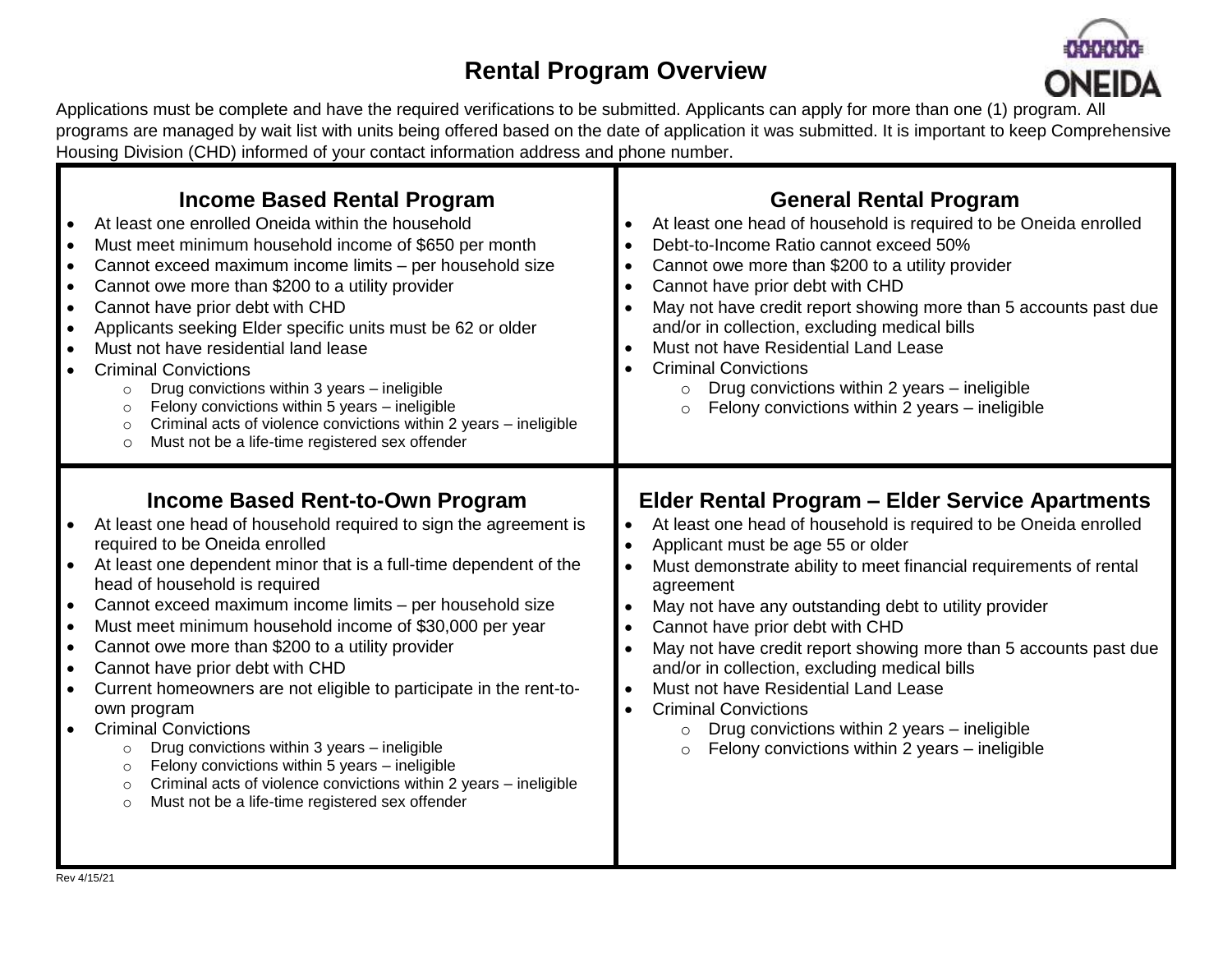# Rental Program Overview

Applications must be complete and have the required verifications to be submitted. Applicants can apply for more than one (1) program. All programs are managed by wait list with units being offered based on the date of application it was submitted. It is important to keep Comprehensive Housing Division (CHD) informed of your contact information address and phone number.

## Income Based Rental Program

- At least one enrolled Oneida within the household
- Must meet minimum household income of $650 per month
- Cannot exceed maximum income limits – per household size
- Cannot owe more than $200 to a utility provider
- Cannot have prior debt with CHD
- Applicants seeking Elder specific units must be 62 or older
- Must not have residential land lease
- Criminal Convictions
  - Drug convictions within 3 years – ineligible
  - Felony convictions within 5 years – ineligible
  - Criminal acts of violence convictions within 2 years – ineligible
  - Must not be a life-time registered sex offender

## General Rental Program

- At least one head of household is required to be Oneida enrolled
- Debt-to-Income Ratio cannot exceed 50%
- Cannot owe more than $200 to a utility provider
- Cannot have prior debt with CHD
- May not have credit report showing more than 5 accounts past due and/or in collection, excluding medical bills
- Must not have Residential Land Lease
- Criminal Convictions
  - Drug convictions within 2 years – ineligible
  - Felony convictions within 2 years – ineligible

## Income Based Rent-to-Own Program

- At least one head of household required to sign the agreement is required to be Oneida enrolled
- At least one dependent minor that is a full-time dependent of the head of household is required
- Cannot exceed maximum income limits – per household size
- Must meet minimum household income of $30,000 per year
- Cannot owe more than $200 to a utility provider
- Cannot have prior debt with CHD
- Current homeowners are not eligible to participate in the rent-to-own program
- Criminal Convictions
  - Drug convictions within 3 years – ineligible
  - Felony convictions within 5 years – ineligible
  - Criminal acts of violence convictions within 2 years – ineligible
  - Must not be a life-time registered sex offender

## Elder Rental Program – Elder Service Apartments

- At least one head of household is required to be Oneida enrolled
- Applicant must be age 55 or older
- Must demonstrate ability to meet financial requirements of rental agreement
- May not have any outstanding debt to utility provider
- Cannot have prior debt with CHD
- May not have credit report showing more than 5 accounts past due and/or in collection, excluding medical bills
- Must not have Residential Land Lease
- Criminal Convictions
  - Drug convictions within 2 years – ineligible
  - Felony convictions within 2 years – ineligible

Rev 4/15/21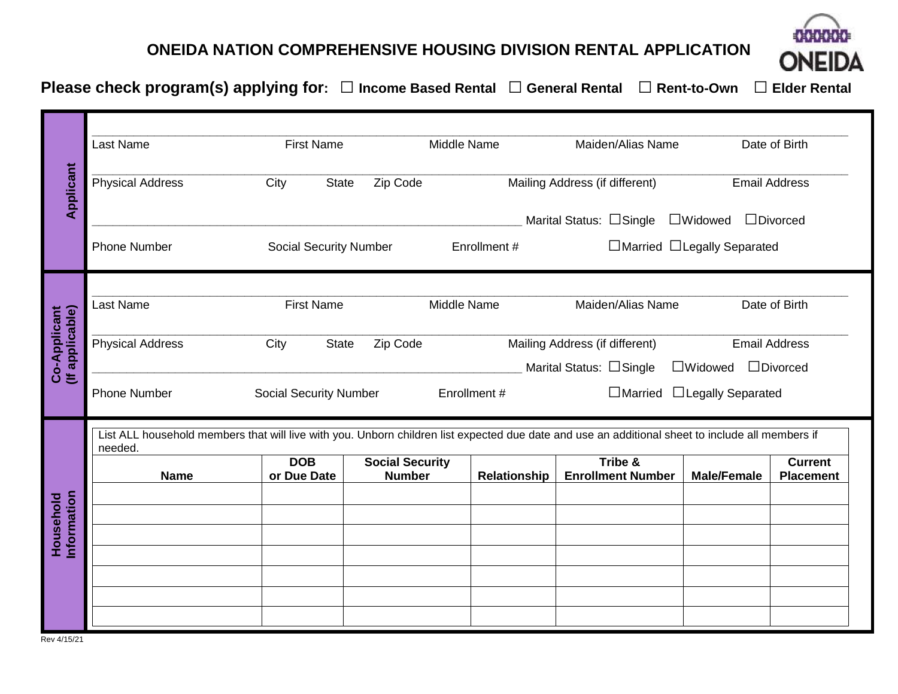# ONEIDA NATION COMPREHENSIVE HOUSING DIVISION RENTAL APPLICATION

**Please check program(s) applying for:** ☐ **Income Based Rental** ☐ **General Rental** ☐ **Rent-to-Own** ☐ **Elder Rental**

## Applicant

Last Name ____ First Name ____ Middle Name ____ Maiden/Alias Name ____ Date of Birth ____

Physical Address ____ City ____ State ____ Zip Code ____ Mailing Address (if different) ____ Email Address ____

Phone Number ____ Social Security Number ____ Enrollment # ____

Marital Status: ☐Single ☐Widowed ☐Divorced ☐Married ☐Legally Separated

## Co-Applicant (If applicable)

Last Name ____ First Name ____ Middle Name ____ Maiden/Alias Name ____ Date of Birth ____

Physical Address ____ City ____ State ____ Zip Code ____ Mailing Address (if different) ____ Email Address ____

Phone Number ____ Social Security Number ____ Enrollment # ____

Marital Status: ☐Single ☐Widowed ☐Divorced ☐Married ☐Legally Separated

## Household Information

List ALL household members that will live with you. Unborn children list expected due date and use an additional sheet to include all members if needed.

| Name | DOB or Due Date | Social Security Number | Relationship | Tribe & Enrollment Number | Male/Female | Current Placement |
|---|---|---|---|---|---|---|
| | | | | | | |
| | | | | | | |
| | | | | | | |
| | | | | | | |
| | | | | | | |
| | | | | | | |
| | | | | | | |

Rev 4/15/21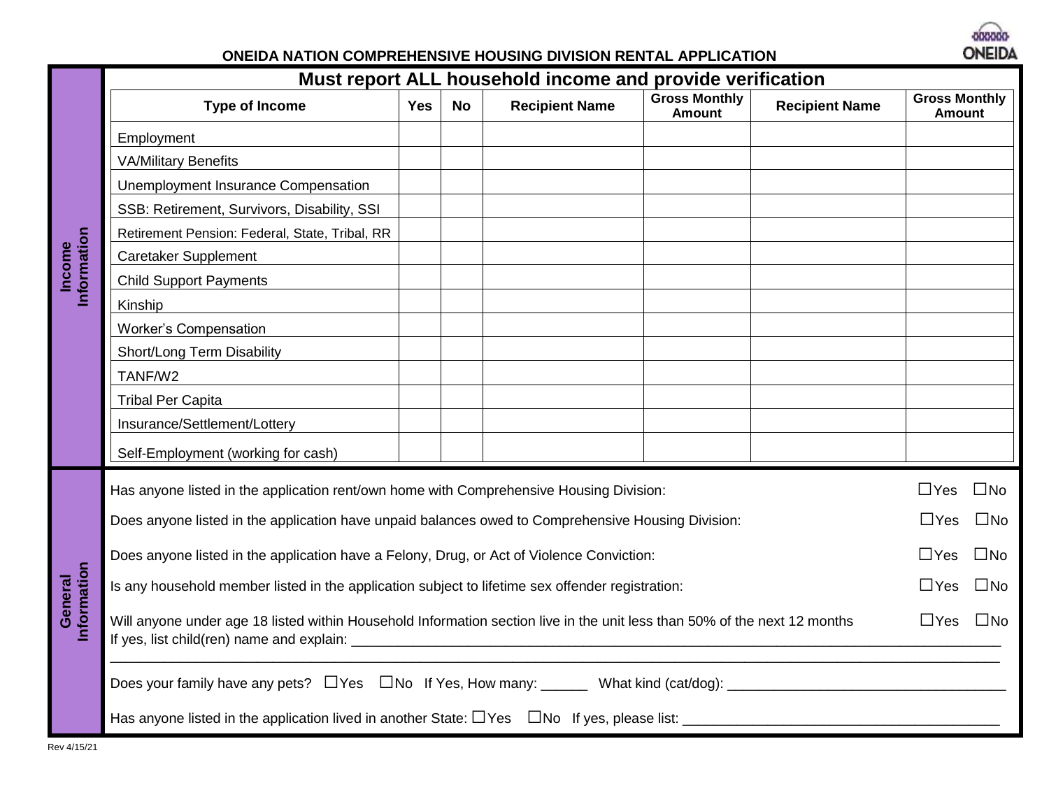# ONEIDA NATION COMPREHENSIVE HOUSING DIVISION RENTAL APPLICATION

## Income Information

**Must report ALL household income and provide verification**

| Type of Income | Yes | No | Recipient Name | Gross Monthly Amount | Recipient Name | Gross Monthly Amount |
|---|---|---|---|---|---|---|
| Employment | | | | | | |
| VA/Military Benefits | | | | | | |
| Unemployment Insurance Compensation | | | | | | |
| SSB: Retirement, Survivors, Disability, SSI | | | | | | |
| Retirement Pension: Federal, State, Tribal, RR | | | | | | |
| Caretaker Supplement | | | | | | |
| Child Support Payments | | | | | | |
| Kinship | | | | | | |
| Worker's Compensation | | | | | | |
| Short/Long Term Disability | | | | | | |
| TANF/W2 | | | | | | |
| Tribal Per Capita | | | | | | |
| Insurance/Settlement/Lottery | | | | | | |
| Self-Employment (working for cash) | | | | | | |

## General Information

Has anyone listed in the application rent/own home with Comprehensive Housing Division: ☐Yes ☐No

Does anyone listed in the application have unpaid balances owed to Comprehensive Housing Division: ☐Yes ☐No

Does anyone listed in the application have a Felony, Drug, or Act of Violence Conviction: ☐Yes ☐No

Is any household member listed in the application subject to lifetime sex offender registration: ☐Yes ☐No

Will anyone under age 18 listed within Household Information section live in the unit less than 50% of the next 12 months ☐Yes ☐No
If yes, list child(ren) name and explain: ____________________________________________________________
____________________________________________________________________________________________

Does your family have any pets? ☐Yes ☐No If Yes, How many: ______ What kind (cat/dog): ____________________

Has anyone listed in the application lived in another State: ☐Yes ☐No If yes, please list: ____________________

Rev 4/15/21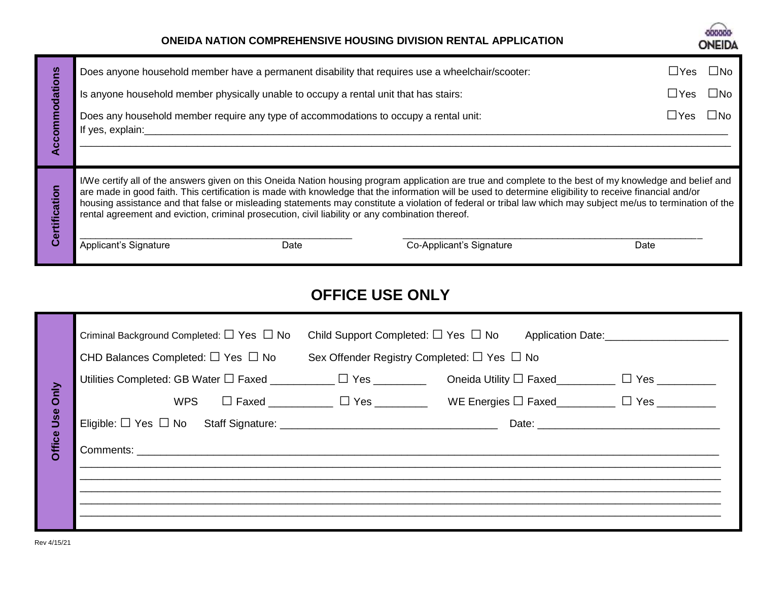**ONEIDA NATION COMPREHENSIVE HOUSING DIVISION RENTAL APPLICATION**

ONEIDA

## Accommodations

Does anyone household member have a permanent disability that requires use a wheelchair/scooter: ☐Yes ☐No

Is anyone household member physically unable to occupy a rental unit that has stairs: ☐Yes ☐No

Does any household member require any type of accommodations to occupy a rental unit: ☐Yes ☐No

If yes, explain:____________________________________________________________________________________________________

________________________________________________________________________________________________________________

## Certification

I/We certify all of the answers given on this Oneida Nation housing program application are true and complete to the best of my knowledge and belief and are made in good faith. This certification is made with knowledge that the information will be used to determine eligibility to receive financial and/or housing assistance and that false or misleading statements may constitute a violation of federal or tribal law which may subject me/us to termination of the rental agreement and eviction, criminal prosecution, civil liability or any combination thereof.

_______________________________________________ _____________________________________________________

Applicant's Signature Date Co-Applicant's Signature Date

# OFFICE USE ONLY

## Office Use Only

Criminal Background Completed: ☐ Yes ☐ No Child Support Completed: ☐ Yes ☐ No Application Date:____________________

CHD Balances Completed: ☐ Yes ☐ No Sex Offender Registry Completed: ☐ Yes ☐ No

Utilities Completed: GB Water ☐ Faxed __________ ☐ Yes ________ Oneida Utility ☐ Faxed_________ ☐ Yes _________

WPS ☐ Faxed __________ ☐ Yes ________ WE Energies ☐ Faxed_________ ☐ Yes _________

Eligible: ☐ Yes ☐ No Staff Signature: ____________________________________ Date: _____________________________

Comments: __________________________________________________________________________________________________

________________________________________________________________________________________________________________

________________________________________________________________________________________________________________

________________________________________________________________________________________________________________

________________________________________________________________________________________________________________

________________________________________________________________________________________________________________

Rev 4/15/21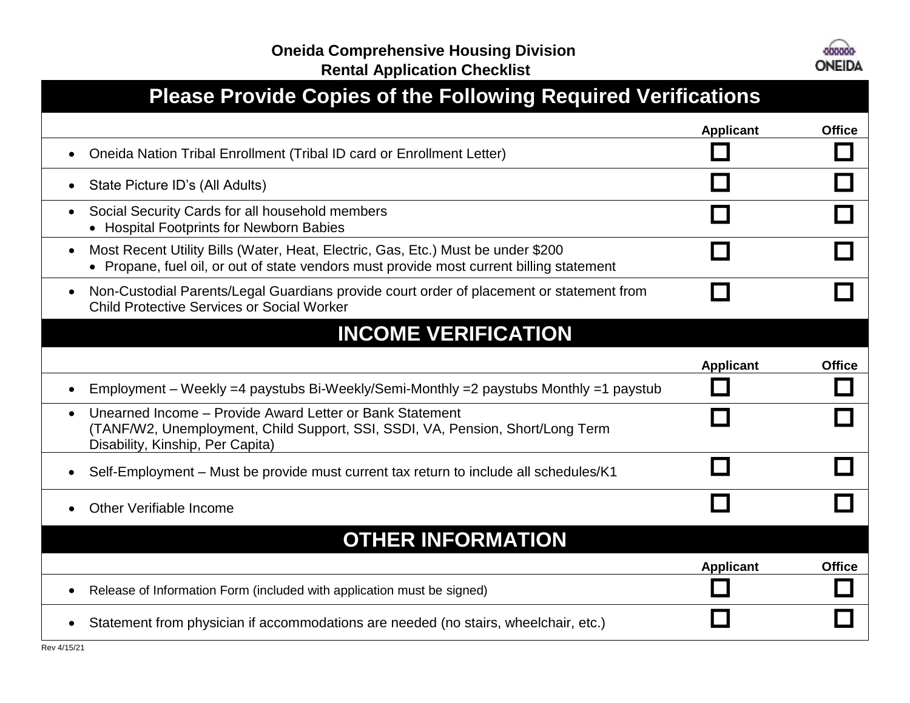**Oneida Comprehensive Housing Division**
**Rental Application Checklist**

## Please Provide Copies of the Following Required Verifications

| | Applicant | Office |
|---|---|---|
| • Oneida Nation Tribal Enrollment (Tribal ID card or Enrollment Letter) | ☐ | ☐ |
| • State Picture ID's (All Adults) | ☐ | ☐ |
| • Social Security Cards for all household members<br>• Hospital Footprints for Newborn Babies | ☐ | ☐ |
| • Most Recent Utility Bills (Water, Heat, Electric, Gas, Etc.) Must be under $200<br>• Propane, fuel oil, or out of state vendors must provide most current billing statement | ☐ | ☐ |
| • Non-Custodial Parents/Legal Guardians provide court order of placement or statement from Child Protective Services or Social Worker | ☐ | ☐ |

## INCOME VERIFICATION

| | Applicant | Office |
|---|---|---|
| • Employment – Weekly =4 paystubs Bi-Weekly/Semi-Monthly =2 paystubs Monthly =1 paystub | ☐ | ☐ |
| • Unearned Income – Provide Award Letter or Bank Statement (TANF/W2, Unemployment, Child Support, SSI, SSDI, VA, Pension, Short/Long Term Disability, Kinship, Per Capita) | ☐ | ☐ |
| • Self-Employment – Must be provide must current tax return to include all schedules/K1 | ☐ | ☐ |
| • Other Verifiable Income | ☐ | ☐ |

## OTHER INFORMATION

| | Applicant | Office |
|---|---|---|
| • Release of Information Form (included with application must be signed) | ☐ | ☐ |
| • Statement from physician if accommodations are needed (no stairs, wheelchair, etc.) | ☐ | ☐ |

Rev 4/15/21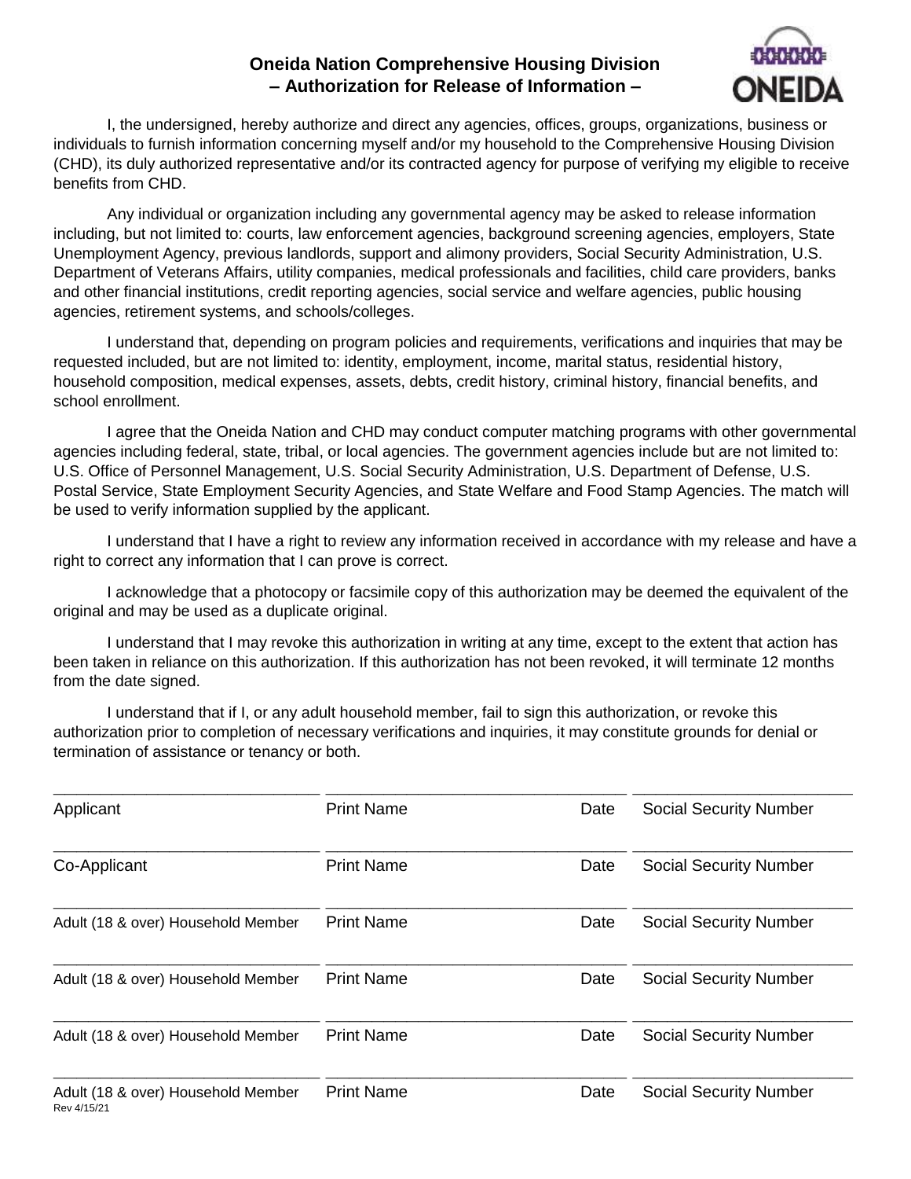## Oneida Nation Comprehensive Housing Division
## – Authorization for Release of Information –

I, the undersigned, hereby authorize and direct any agencies, offices, groups, organizations, business or individuals to furnish information concerning myself and/or my household to the Comprehensive Housing Division (CHD), its duly authorized representative and/or its contracted agency for purpose of verifying my eligible to receive benefits from CHD.

Any individual or organization including any governmental agency may be asked to release information including, but not limited to: courts, law enforcement agencies, background screening agencies, employers, State Unemployment Agency, previous landlords, support and alimony providers, Social Security Administration, U.S. Department of Veterans Affairs, utility companies, medical professionals and facilities, child care providers, banks and other financial institutions, credit reporting agencies, social service and welfare agencies, public housing agencies, retirement systems, and schools/colleges.

I understand that, depending on program policies and requirements, verifications and inquiries that may be requested included, but are not limited to: identity, employment, income, marital status, residential history, household composition, medical expenses, assets, debts, credit history, criminal history, financial benefits, and school enrollment.

I agree that the Oneida Nation and CHD may conduct computer matching programs with other governmental agencies including federal, state, tribal, or local agencies. The government agencies include but are not limited to: U.S. Office of Personnel Management, U.S. Social Security Administration, U.S. Department of Defense, U.S. Postal Service, State Employment Security Agencies, and State Welfare and Food Stamp Agencies. The match will be used to verify information supplied by the applicant.

I understand that I have a right to review any information received in accordance with my release and have a right to correct any information that I can prove is correct.

I acknowledge that a photocopy or facsimile copy of this authorization may be deemed the equivalent of the original and may be used as a duplicate original.

I understand that I may revoke this authorization in writing at any time, except to the extent that action has been taken in reliance on this authorization. If this authorization has not been revoked, it will terminate 12 months from the date signed.

I understand that if I, or any adult household member, fail to sign this authorization, or revoke this authorization prior to completion of necessary verifications and inquiries, it may constitute grounds for denial or termination of assistance or tenancy or both.

| | | | |
|---|---|---|---|
| \_\_\_\_\_\_\_\_\_\_\_\_\_\_\_\_\_\_\_\_\_\_\_\_\_\_\_\_ | \_\_\_\_\_\_\_\_\_\_\_\_\_\_\_\_\_\_\_\_\_\_\_\_\_\_\_\_ | | \_\_\_\_\_\_\_\_\_\_\_\_\_\_\_\_\_\_\_\_\_\_\_\_ |
| Applicant | Print Name | Date | Social Security Number |
| \_\_\_\_\_\_\_\_\_\_\_\_\_\_\_\_\_\_\_\_\_\_\_\_\_\_\_\_ | \_\_\_\_\_\_\_\_\_\_\_\_\_\_\_\_\_\_\_\_\_\_\_\_\_\_\_\_ | | \_\_\_\_\_\_\_\_\_\_\_\_\_\_\_\_\_\_\_\_\_\_\_\_ |
| Co-Applicant | Print Name | Date | Social Security Number |
| \_\_\_\_\_\_\_\_\_\_\_\_\_\_\_\_\_\_\_\_\_\_\_\_\_\_\_\_ | \_\_\_\_\_\_\_\_\_\_\_\_\_\_\_\_\_\_\_\_\_\_\_\_\_\_\_\_ | | \_\_\_\_\_\_\_\_\_\_\_\_\_\_\_\_\_\_\_\_\_\_\_\_ |
| Adult (18 & over) Household Member | Print Name | Date | Social Security Number |
| \_\_\_\_\_\_\_\_\_\_\_\_\_\_\_\_\_\_\_\_\_\_\_\_\_\_\_\_ | \_\_\_\_\_\_\_\_\_\_\_\_\_\_\_\_\_\_\_\_\_\_\_\_\_\_\_\_ | | \_\_\_\_\_\_\_\_\_\_\_\_\_\_\_\_\_\_\_\_\_\_\_\_ |
| Adult (18 & over) Household Member | Print Name | Date | Social Security Number |
| \_\_\_\_\_\_\_\_\_\_\_\_\_\_\_\_\_\_\_\_\_\_\_\_\_\_\_\_ | \_\_\_\_\_\_\_\_\_\_\_\_\_\_\_\_\_\_\_\_\_\_\_\_\_\_\_\_ | | \_\_\_\_\_\_\_\_\_\_\_\_\_\_\_\_\_\_\_\_\_\_\_\_ |
| Adult (18 & over) Household Member | Print Name | Date | Social Security Number |
| \_\_\_\_\_\_\_\_\_\_\_\_\_\_\_\_\_\_\_\_\_\_\_\_\_\_\_\_ | \_\_\_\_\_\_\_\_\_\_\_\_\_\_\_\_\_\_\_\_\_\_\_\_\_\_\_\_ | | \_\_\_\_\_\_\_\_\_\_\_\_\_\_\_\_\_\_\_\_\_\_\_\_ |
| Adult (18 & over) Household Member | Print Name | Date | Social Security Number |

Rev 4/15/21